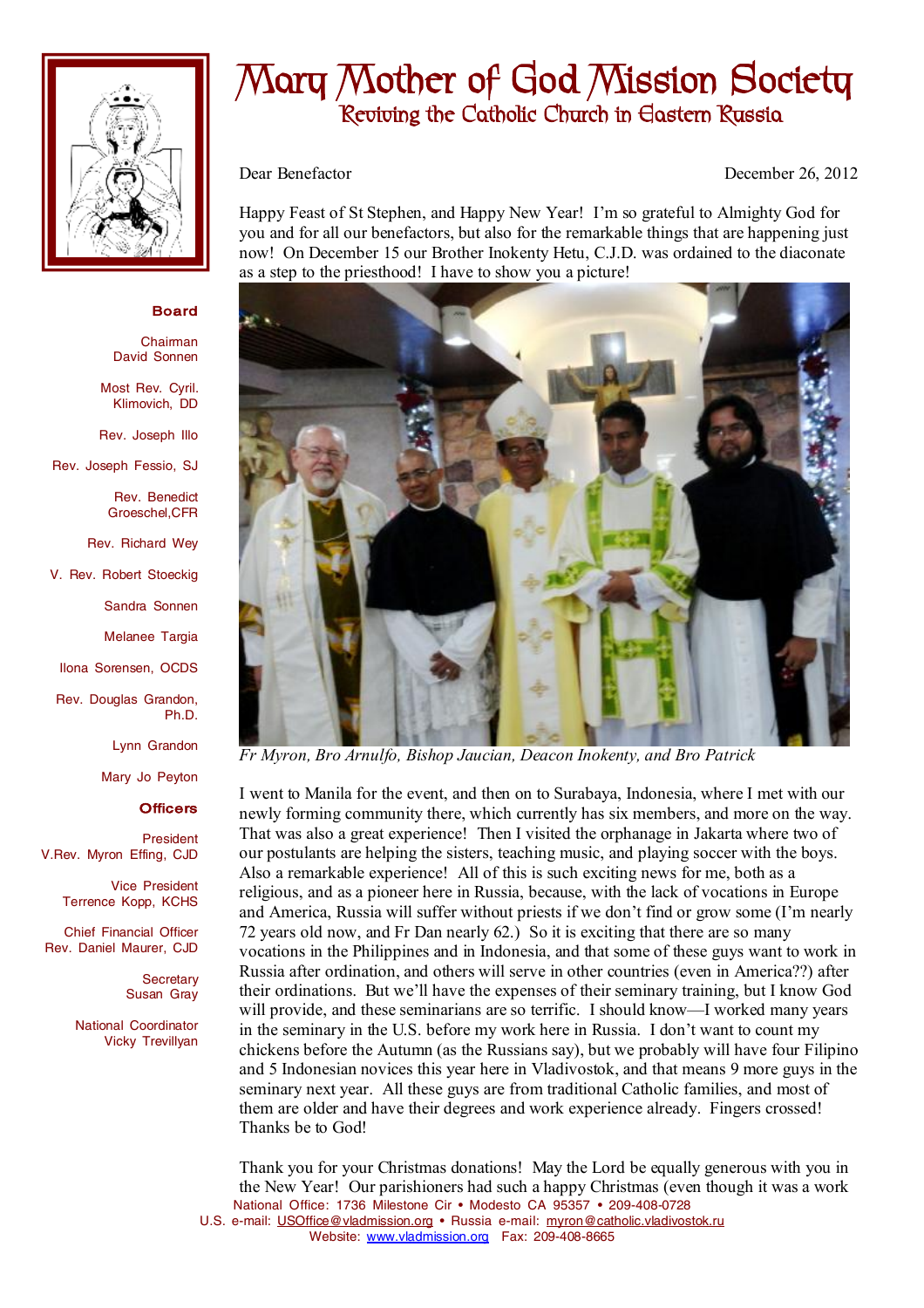# Mary Mother of God Mission Society

## Reviving the Catholic Church in Eastern Russia

**Board**

Chairman
David Sonnen

Most Rev. Cyril. Klimovich, DD

Rev. Joseph Illo

Rev. Joseph Fessio, SJ

Rev. Benedict Groeschel,CFR

Rev. Richard Wey

V. Rev. Robert Stoeckig

Sandra Sonnen

Melanee Targia

Ilona Sorensen, OCDS

Rev. Douglas Grandon, Ph.D.

Lynn Grandon

Mary Jo Peyton

**Officers**

President
V.Rev. Myron Effing, CJD

Vice President
Terrence Kopp, KCHS

Chief Financial Officer
Rev. Daniel Maurer, CJD

Secretary
Susan Gray

National Coordinator
Vicky Trevillyan

Dear Benefactor — December 26, 2012

Happy Feast of St Stephen, and Happy New Year! I'm so grateful to Almighty God for you and for all our benefactors, but also for the remarkable things that are happening just now! On December 15 our Brother Inokenty Hetu, C.J.D. was ordained to the diaconate as a step to the priesthood! I have to show you a picture!

*Fr Myron, Bro Arnulfo, Bishop Jaucian, Deacon Inokenty, and Bro Patrick*

I went to Manila for the event, and then on to Surabaya, Indonesia, where I met with our newly forming community there, which currently has six members, and more on the way. That was also a great experience! Then I visited the orphanage in Jakarta where two of our postulants are helping the sisters, teaching music, and playing soccer with the boys. Also a remarkable experience! All of this is such exciting news for me, both as a religious, and as a pioneer here in Russia, because, with the lack of vocations in Europe and America, Russia will suffer without priests if we don't find or grow some (I'm nearly 72 years old now, and Fr Dan nearly 62.) So it is exciting that there are so many vocations in the Philippines and in Indonesia, and that some of these guys want to work in Russia after ordination, and others will serve in other countries (even in America??) after their ordinations. But we'll have the expenses of their seminary training, but I know God will provide, and these seminarians are so terrific. I should know—I worked many years in the seminary in the U.S. before my work here in Russia. I don't want to count my chickens before the Autumn (as the Russians say), but we probably will have four Filipino and 5 Indonesian novices this year here in Vladivostok, and that means 9 more guys in the seminary next year. All these guys are from traditional Catholic families, and most of them are older and have their degrees and work experience already. Fingers crossed! Thanks be to God!

Thank you for your Christmas donations! May the Lord be equally generous with you in the New Year! Our parishioners had such a happy Christmas (even though it was a work

National Office: 1736 Milestone Cir • Modesto CA 95357 • 209-408-0728
U.S. e-mail: USOffice@vladmission.org • Russia e-mail: myron@catholic.vladivostok.ru
Website: www.vladmission.org Fax: 209-408-8665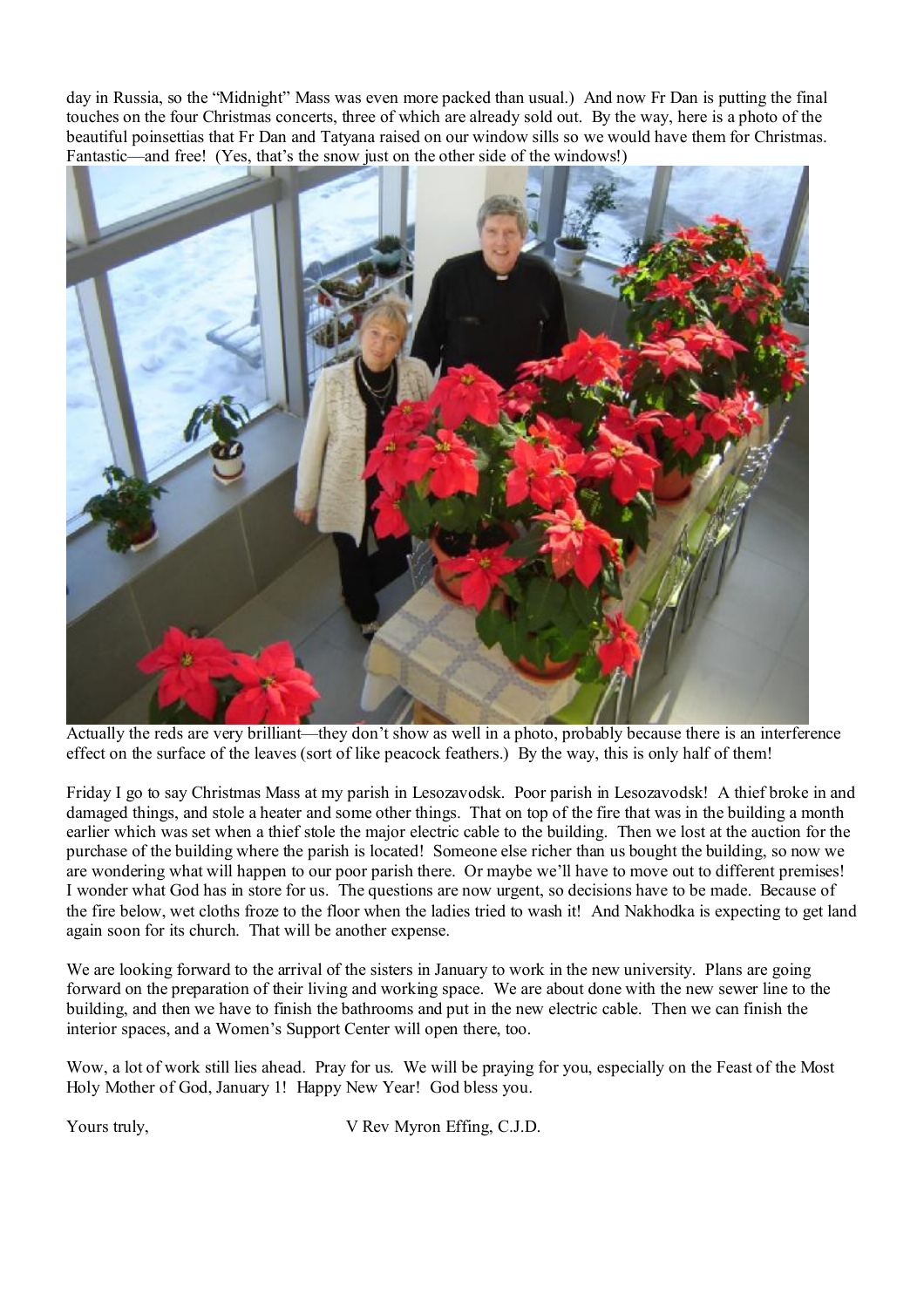day in Russia, so the "Midnight" Mass was even more packed than usual.) And now Fr Dan is putting the final touches on the four Christmas concerts, three of which are already sold out. By the way, here is a photo of the beautiful poinsettias that Fr Dan and Tatyana raised on our window sills so we would have them for Christmas. Fantastic—and free! (Yes, that's the snow just on the other side of the windows!)

Actually the reds are very brilliant—they don't show as well in a photo, probably because there is an interference effect on the surface of the leaves (sort of like peacock feathers.) By the way, this is only half of them!

Friday I go to say Christmas Mass at my parish in Lesozavodsk. Poor parish in Lesozavodsk! A thief broke in and damaged things, and stole a heater and some other things. That on top of the fire that was in the building a month earlier which was set when a thief stole the major electric cable to the building. Then we lost at the auction for the purchase of the building where the parish is located! Someone else richer than us bought the building, so now we are wondering what will happen to our poor parish there. Or maybe we'll have to move out to different premises! I wonder what God has in store for us. The questions are now urgent, so decisions have to be made. Because of the fire below, wet cloths froze to the floor when the ladies tried to wash it! And Nakhodka is expecting to get land again soon for its church. That will be another expense.

We are looking forward to the arrival of the sisters in January to work in the new university. Plans are going forward on the preparation of their living and working space. We are about done with the new sewer line to the building, and then we have to finish the bathrooms and put in the new electric cable. Then we can finish the interior spaces, and a Women's Support Center will open there, too.

Wow, a lot of work still lies ahead. Pray for us. We will be praying for you, especially on the Feast of the Most Holy Mother of God, January 1! Happy New Year! God bless you.

Yours truly, V Rev Myron Effing, C.J.D.